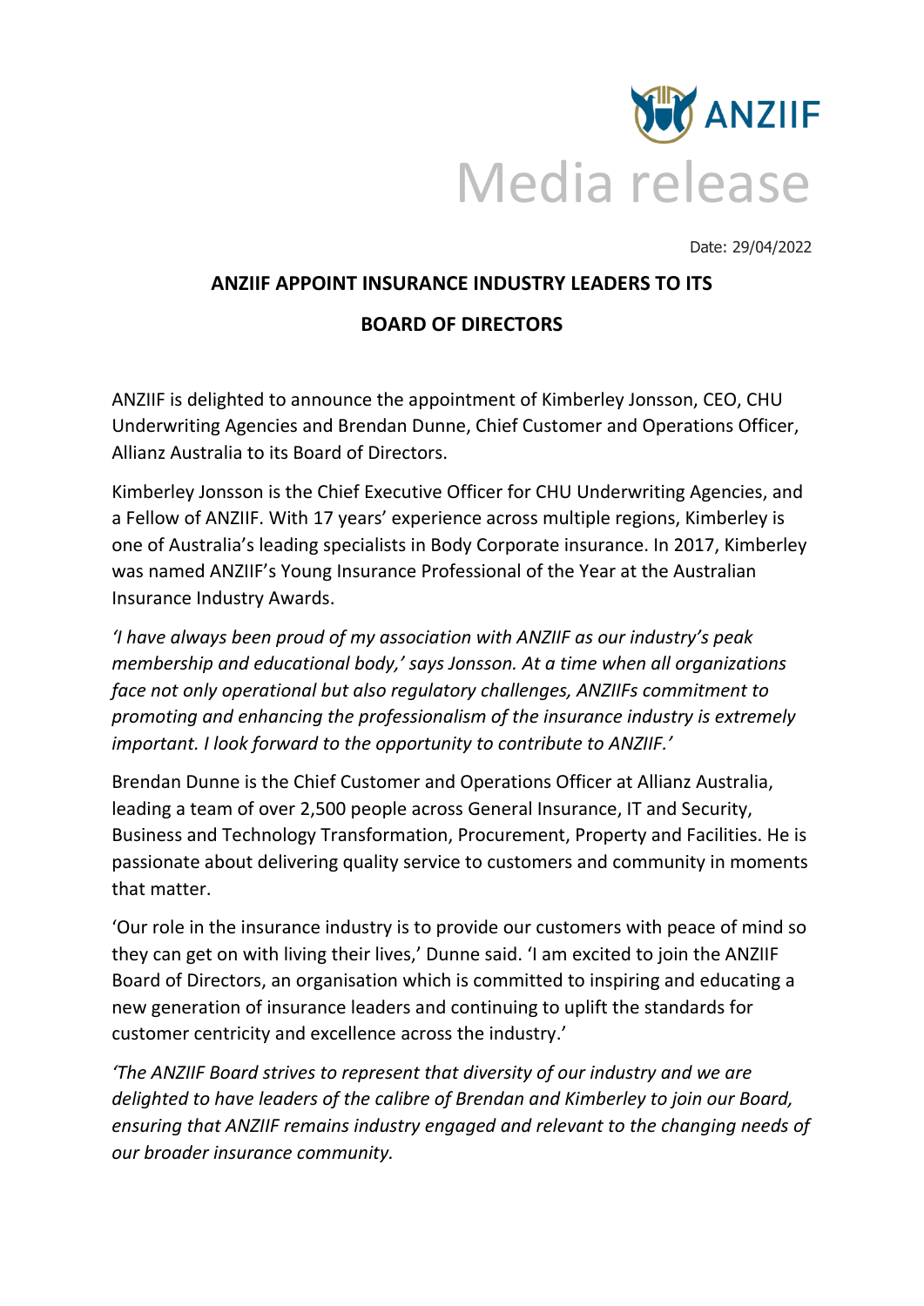ANZIIF

# Media release

Date: 29/04/2022

## ANZIIF APPOINT INSURANCE INDUSTRY LEADERS TO ITS BOARD OF DIRECTORS

ANZIIF is delighted to announce the appointment of Kimberley Jonsson, CEO, CHU Underwriting Agencies and Brendan Dunne, Chief Customer and Operations Officer, Allianz Australia to its Board of Directors.

Kimberley Jonsson is the Chief Executive Officer for CHU Underwriting Agencies, and a Fellow of ANZIIF. With 17 years' experience across multiple regions, Kimberley is one of Australia's leading specialists in Body Corporate insurance. In 2017, Kimberley was named ANZIIF's Young Insurance Professional of the Year at the Australian Insurance Industry Awards.

*'I have always been proud of my association with ANZIIF as our industry's peak membership and educational body,' says Jonsson. At a time when all organizations face not only operational but also regulatory challenges, ANZIIFs commitment to promoting and enhancing the professionalism of the insurance industry is extremely important. I look forward to the opportunity to contribute to ANZIIF.'*

Brendan Dunne is the Chief Customer and Operations Officer at Allianz Australia, leading a team of over 2,500 people across General Insurance, IT and Security, Business and Technology Transformation, Procurement, Property and Facilities. He is passionate about delivering quality service to customers and community in moments that matter.

'Our role in the insurance industry is to provide our customers with peace of mind so they can get on with living their lives,' Dunne said. 'I am excited to join the ANZIIF Board of Directors, an organisation which is committed to inspiring and educating a new generation of insurance leaders and continuing to uplift the standards for customer centricity and excellence across the industry.'

*'The ANZIIF Board strives to represent that diversity of our industry and we are delighted to have leaders of the calibre of Brendan and Kimberley to join our Board, ensuring that ANZIIF remains industry engaged and relevant to the changing needs of our broader insurance community.*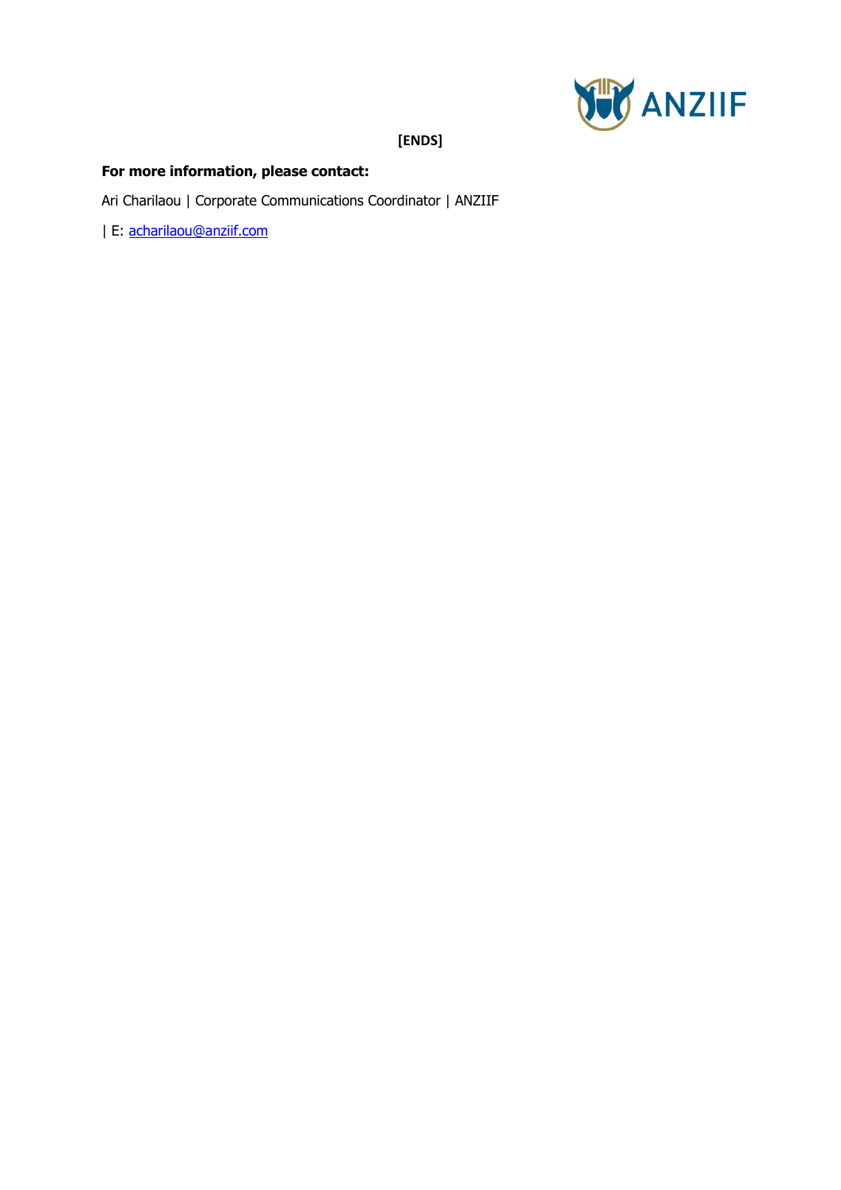**[ENDS]**

**For more information, please contact:**

Ari Charilaou | Corporate Communications Coordinator | ANZIIF

| E: acharilaou@anziif.com